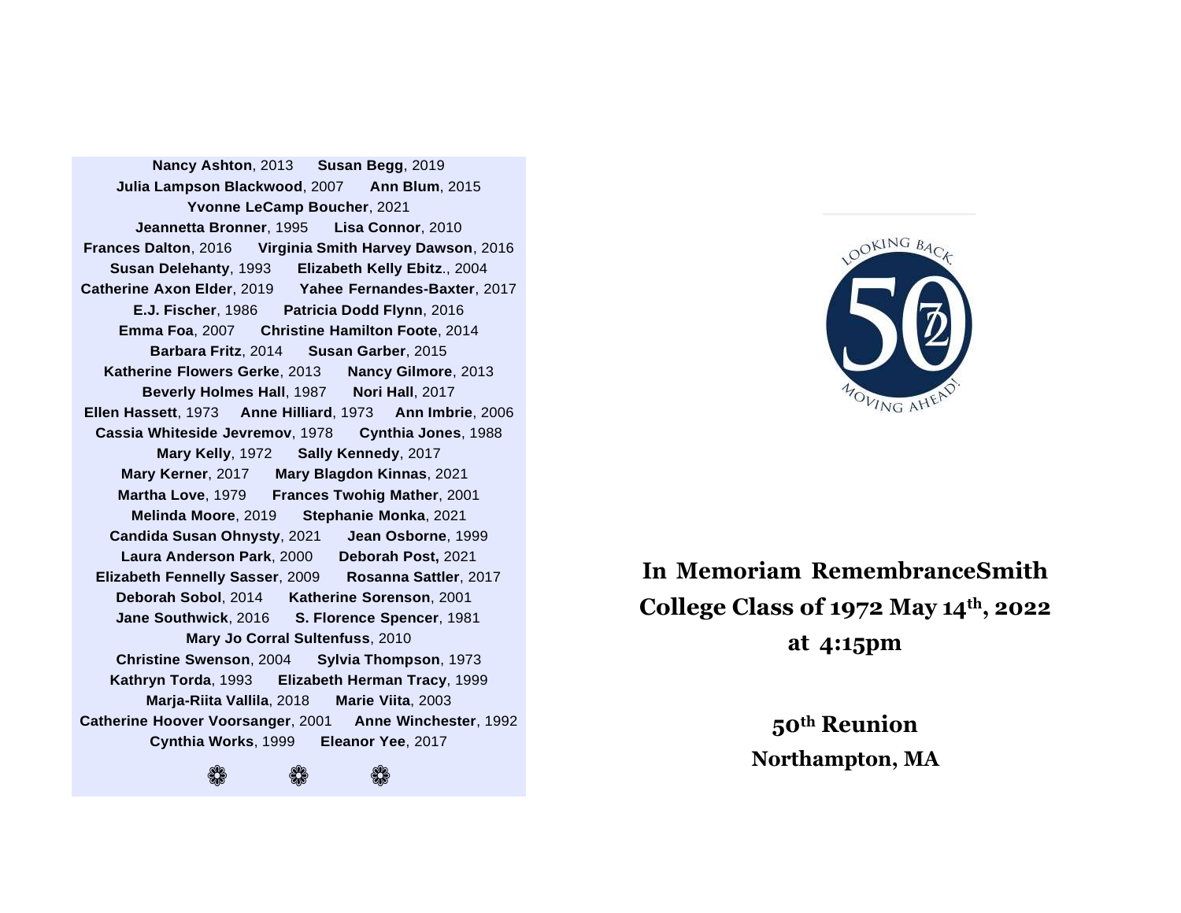**Nancy Ashton**, 2013 **Susan Begg**, 2019
**Julia Lampson Blackwood**, 2007 **Ann Blum**, 2015
**Yvonne LeCamp Boucher**, 2021
**Jeannetta Bronner**, 1995 **Lisa Connor**, 2010
**Frances Dalton**, 2016 **Virginia Smith Harvey Dawson**, 2016
**Susan Delehanty**, 1993 **Elizabeth Kelly Ebitz**., 2004
**Catherine Axon Elder**, 2019 **Yahee Fernandes-Baxter**, 2017
**E.J. Fischer**, 1986 **Patricia Dodd Flynn**, 2016
**Emma Foa**, 2007 **Christine Hamilton Foote**, 2014
**Barbara Fritz**, 2014 **Susan Garber**, 2015
**Katherine Flowers Gerke**, 2013 **Nancy Gilmore**, 2013
**Beverly Holmes Hall**, 1987 **Nori Hall**, 2017
**Ellen Hassett**, 1973 **Anne Hilliard**, 1973 **Ann Imbrie**, 2006
**Cassia Whiteside Jevremov**, 1978 **Cynthia Jones**, 1988
**Mary Kelly**, 1972 **Sally Kennedy**, 2017
**Mary Kerner**, 2017 **Mary Blagdon Kinnas**, 2021
**Martha Love**, 1979 **Frances Twohig Mather**, 2001
**Melinda Moore**, 2019 **Stephanie Monka**, 2021
**Candida Susan Ohnysty**, 2021 **Jean Osborne**, 1999
**Laura Anderson Park**, 2000 **Deborah Post,** 2021
**Elizabeth Fennelly Sasser**, 2009 **Rosanna Sattler**, 2017
**Deborah Sobol**, 2014 **Katherine Sorenson**, 2001
**Jane Southwick**, 2016 **S. Florence Spencer**, 1981
**Mary Jo Corral Sultenfuss**, 2010
**Christine Swenson**, 2004 **Sylvia Thompson**, 1973
**Kathryn Torda**, 1993 **Elizabeth Herman Tracy**, 1999
**Marja-Riita Vallila**, 2018 **Marie Viita**, 2003
**Catherine Hoover Voorsanger**, 2001 **Anne Winchester**, 1992
**Cynthia Works**, 1999 **Eleanor Yee**, 2017

❁ ❁ ❁

LOOKING BACK 50 72 MOVING AHEAD!

# In Memoriam RemembranceSmith College Class of 1972 May 14th, 2022 at 4:15pm

## 50th Reunion
## Northampton, MA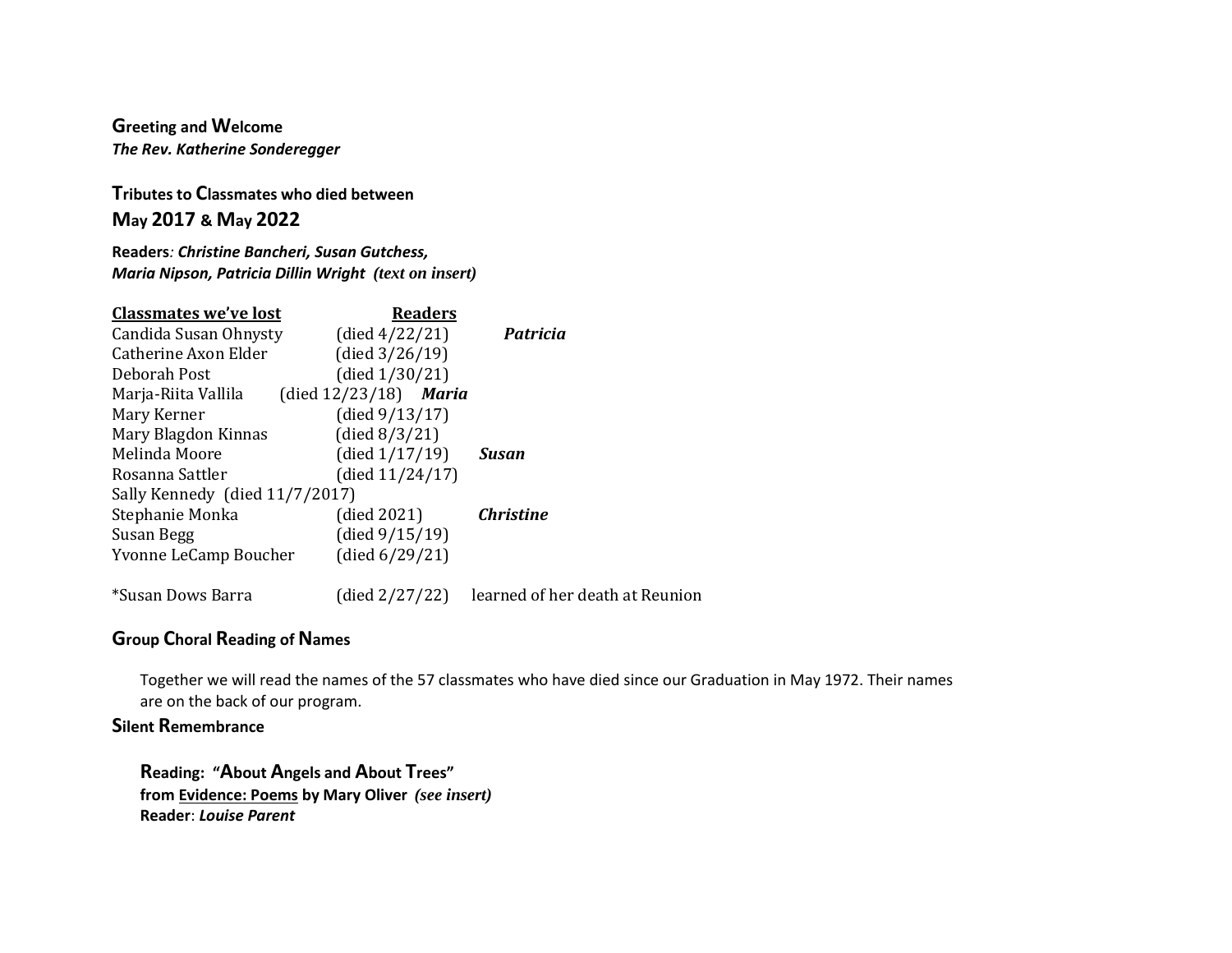## Greeting and Welcome

***The Rev. Katherine Sonderegger***

## Tributes to Classmates who died between May 2017 & May 2022

**Readers***: **Christine Bancheri, Susan Gutchess, Maria Nipson, Patricia Dillin Wright (text on insert)***

| Classmates we've lost | | Readers |
|---|---|---|
| Candida Susan Ohnysty | (died 4/22/21) | ***Patricia*** |
| Catherine Axon Elder | (died 3/26/19) | |
| Deborah Post | (died 1/30/21) | |
| Marja-Riita Vallila | (died 12/23/18) | ***Maria*** |
| Mary Kerner | (died 9/13/17) | |
| Mary Blagdon Kinnas | (died 8/3/21) | |
| Melinda Moore | (died 1/17/19) | ***Susan*** |
| Rosanna Sattler | (died 11/24/17) | |
| Sally Kennedy | (died 11/7/2017) | |
| Stephanie Monka | (died 2021) | ***Christine*** |
| Susan Begg | (died 9/15/19) | |
| Yvonne LeCamp Boucher | (died 6/29/21) | |
| *Susan Dows Barra | (died 2/27/22) | learned of her death at Reunion |

## Group Choral Reading of Names

Together we will read the names of the 57 classmates who have died since our Graduation in May 1972. Their names are on the back of our program.

## Silent Remembrance

**Reading: "About Angels and About Trees"**
**from Evidence: Poems by Mary Oliver** ***(see insert)***
**Reader**: ***Louise Parent***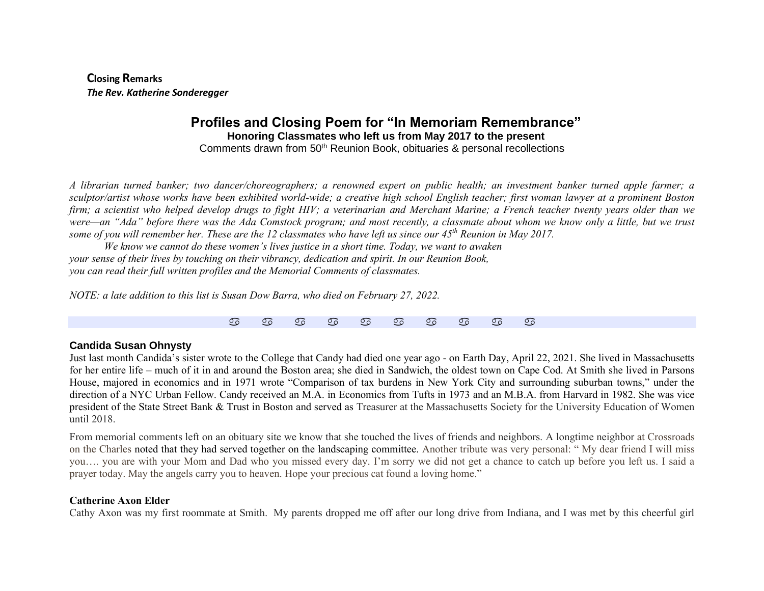**Closing Remarks**

***The Rev. Katherine Sonderegger***

# Profiles and Closing Poem for "In Memoriam Remembrance"

**Honoring Classmates who left us from May 2017 to the present**

Comments drawn from 50th Reunion Book, obituaries & personal recollections

*A librarian turned banker; two dancer/choreographers; a renowned expert on public health; an investment banker turned apple farmer; a sculptor/artist whose works have been exhibited world-wide; a creative high school English teacher; first woman lawyer at a prominent Boston firm; a scientist who helped develop drugs to fight HIV; a veterinarian and Merchant Marine; a French teacher twenty years older than we were—an "Ada" before there was the Ada Comstock program; and most recently, a classmate about whom we know only a little, but we trust some of you will remember her. These are the 12 classmates who have left us since our 45th Reunion in May 2017.*

*We know we cannot do these women's lives justice in a short time. Today, we want to awaken your sense of their lives by touching on their vibrancy, dedication and spirit. In our Reunion Book, you can read their full written profiles and the Memorial Comments of classmates.*

*NOTE: a late addition to this list is Susan Dow Barra, who died on February 27, 2022.*

♋ ♋ ♋ ♋ ♋ ♋ ♋ ♋ ♋ ♋

### Candida Susan Ohnysty

Just last month Candida's sister wrote to the College that Candy had died one year ago - on Earth Day, April 22, 2021. She lived in Massachusetts for her entire life – much of it in and around the Boston area; she died in Sandwich, the oldest town on Cape Cod. At Smith she lived in Parsons House, majored in economics and in 1971 wrote "Comparison of tax burdens in New York City and surrounding suburban towns," under the direction of a NYC Urban Fellow. Candy received an M.A. in Economics from Tufts in 1973 and an M.B.A. from Harvard in 1982. She was vice president of the State Street Bank & Trust in Boston and served as Treasurer at the Massachusetts Society for the University Education of Women until 2018.

From memorial comments left on an obituary site we know that she touched the lives of friends and neighbors. A longtime neighbor at Crossroads on the Charles noted that they had served together on the landscaping committee. Another tribute was very personal: " My dear friend I will miss you…. you are with your Mom and Dad who you missed every day. I'm sorry we did not get a chance to catch up before you left us. I said a prayer today. May the angels carry you to heaven. Hope your precious cat found a loving home."

### Catherine Axon Elder

Cathy Axon was my first roommate at Smith. My parents dropped me off after our long drive from Indiana, and I was met by this cheerful girl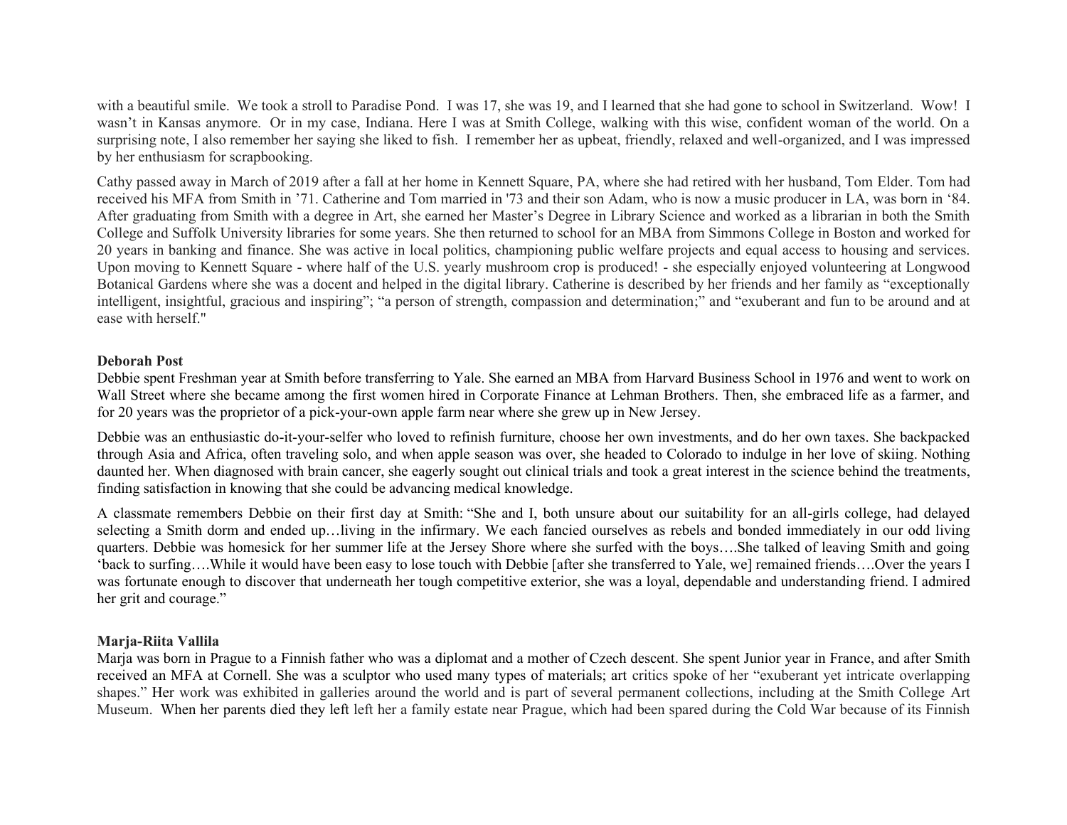with a beautiful smile. We took a stroll to Paradise Pond. I was 17, she was 19, and I learned that she had gone to school in Switzerland. Wow! I wasn't in Kansas anymore. Or in my case, Indiana. Here I was at Smith College, walking with this wise, confident woman of the world. On a surprising note, I also remember her saying she liked to fish. I remember her as upbeat, friendly, relaxed and well-organized, and I was impressed by her enthusiasm for scrapbooking.

Cathy passed away in March of 2019 after a fall at her home in Kennett Square, PA, where she had retired with her husband, Tom Elder. Tom had received his MFA from Smith in '71. Catherine and Tom married in '73 and their son Adam, who is now a music producer in LA, was born in '84. After graduating from Smith with a degree in Art, she earned her Master's Degree in Library Science and worked as a librarian in both the Smith College and Suffolk University libraries for some years. She then returned to school for an MBA from Simmons College in Boston and worked for 20 years in banking and finance. She was active in local politics, championing public welfare projects and equal access to housing and services. Upon moving to Kennett Square - where half of the U.S. yearly mushroom crop is produced! - she especially enjoyed volunteering at Longwood Botanical Gardens where she was a docent and helped in the digital library. Catherine is described by her friends and her family as "exceptionally intelligent, insightful, gracious and inspiring"; "a person of strength, compassion and determination;" and "exuberant and fun to be around and at ease with herself."

**Deborah Post**

Debbie spent Freshman year at Smith before transferring to Yale. She earned an MBA from Harvard Business School in 1976 and went to work on Wall Street where she became among the first women hired in Corporate Finance at Lehman Brothers. Then, she embraced life as a farmer, and for 20 years was the proprietor of a pick-your-own apple farm near where she grew up in New Jersey.

Debbie was an enthusiastic do-it-your-selfer who loved to refinish furniture, choose her own investments, and do her own taxes. She backpacked through Asia and Africa, often traveling solo, and when apple season was over, she headed to Colorado to indulge in her love of skiing. Nothing daunted her. When diagnosed with brain cancer, she eagerly sought out clinical trials and took a great interest in the science behind the treatments, finding satisfaction in knowing that she could be advancing medical knowledge.

A classmate remembers Debbie on their first day at Smith: "She and I, both unsure about our suitability for an all-girls college, had delayed selecting a Smith dorm and ended up…living in the infirmary. We each fancied ourselves as rebels and bonded immediately in our odd living quarters. Debbie was homesick for her summer life at the Jersey Shore where she surfed with the boys….She talked of leaving Smith and going 'back to surfing….While it would have been easy to lose touch with Debbie [after she transferred to Yale, we] remained friends….Over the years I was fortunate enough to discover that underneath her tough competitive exterior, she was a loyal, dependable and understanding friend. I admired her grit and courage."

**Marja-Riita Vallila**

Marja was born in Prague to a Finnish father who was a diplomat and a mother of Czech descent. She spent Junior year in France, and after Smith received an MFA at Cornell. She was a sculptor who used many types of materials; art critics spoke of her "exuberant yet intricate overlapping shapes." Her work was exhibited in galleries around the world and is part of several permanent collections, including at the Smith College Art Museum. When her parents died they left left her a family estate near Prague, which had been spared during the Cold War because of its Finnish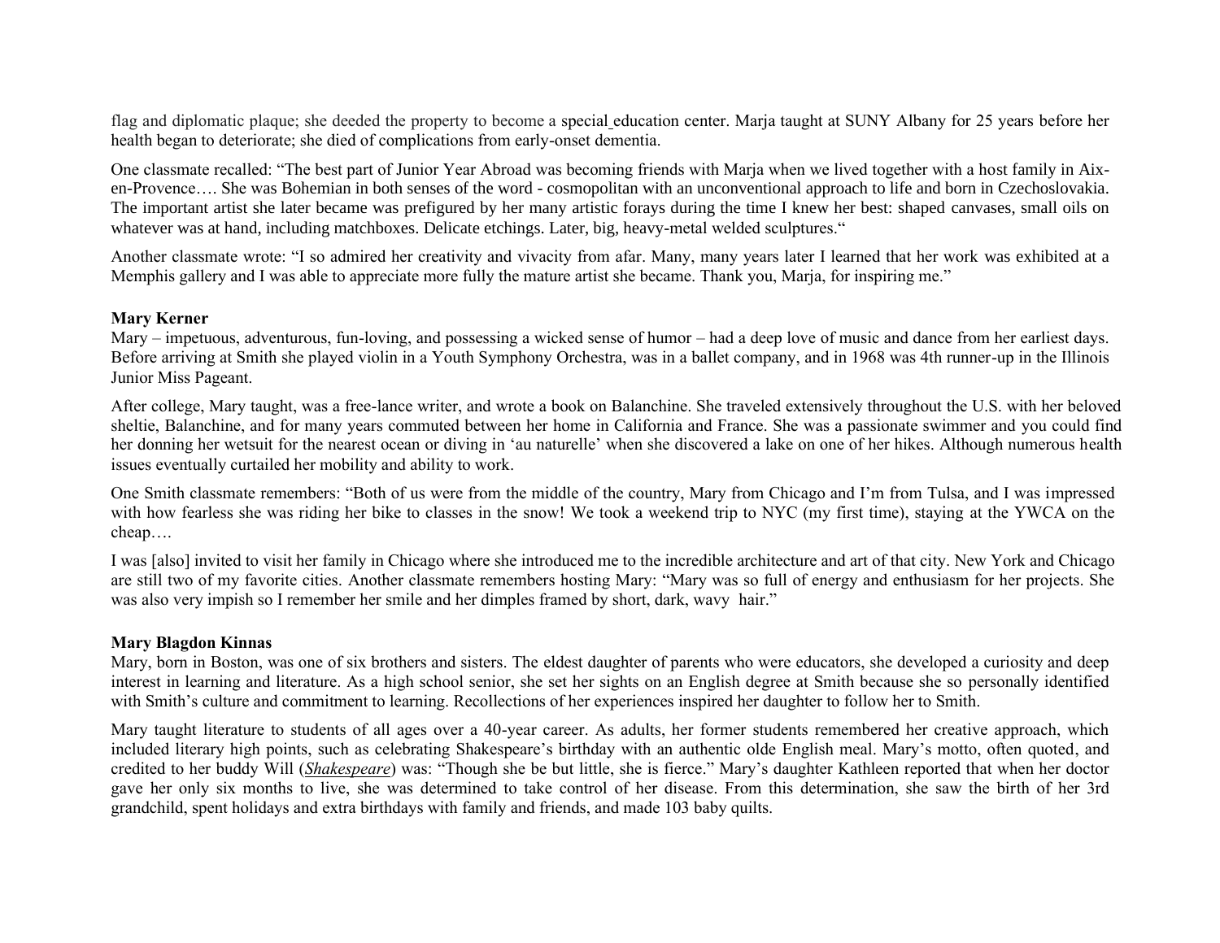flag and diplomatic plaque; she deeded the property to become a special education center. Marja taught at SUNY Albany for 25 years before her health began to deteriorate; she died of complications from early-onset dementia.

One classmate recalled: "The best part of Junior Year Abroad was becoming friends with Marja when we lived together with a host family in Aix-en-Provence…. She was Bohemian in both senses of the word - cosmopolitan with an unconventional approach to life and born in Czechoslovakia. The important artist she later became was prefigured by her many artistic forays during the time I knew her best: shaped canvases, small oils on whatever was at hand, including matchboxes. Delicate etchings. Later, big, heavy-metal welded sculptures."

Another classmate wrote: "I so admired her creativity and vivacity from afar. Many, many years later I learned that her work was exhibited at a Memphis gallery and I was able to appreciate more fully the mature artist she became. Thank you, Marja, for inspiring me."

**Mary Kerner**

Mary – impetuous, adventurous, fun-loving, and possessing a wicked sense of humor – had a deep love of music and dance from her earliest days. Before arriving at Smith she played violin in a Youth Symphony Orchestra, was in a ballet company, and in 1968 was 4th runner-up in the Illinois Junior Miss Pageant.

After college, Mary taught, was a free-lance writer, and wrote a book on Balanchine. She traveled extensively throughout the U.S. with her beloved sheltie, Balanchine, and for many years commuted between her home in California and France. She was a passionate swimmer and you could find her donning her wetsuit for the nearest ocean or diving in 'au naturelle' when she discovered a lake on one of her hikes. Although numerous health issues eventually curtailed her mobility and ability to work.

One Smith classmate remembers: "Both of us were from the middle of the country, Mary from Chicago and I'm from Tulsa, and I was impressed with how fearless she was riding her bike to classes in the snow! We took a weekend trip to NYC (my first time), staying at the YWCA on the cheap….

I was [also] invited to visit her family in Chicago where she introduced me to the incredible architecture and art of that city. New York and Chicago are still two of my favorite cities. Another classmate remembers hosting Mary: "Mary was so full of energy and enthusiasm for her projects. She was also very impish so I remember her smile and her dimples framed by short, dark, wavy hair."

**Mary Blagdon Kinnas**

Mary, born in Boston, was one of six brothers and sisters. The eldest daughter of parents who were educators, she developed a curiosity and deep interest in learning and literature. As a high school senior, she set her sights on an English degree at Smith because she so personally identified with Smith's culture and commitment to learning. Recollections of her experiences inspired her daughter to follow her to Smith.

Mary taught literature to students of all ages over a 40-year career. As adults, her former students remembered her creative approach, which included literary high points, such as celebrating Shakespeare's birthday with an authentic olde English meal. Mary's motto, often quoted, and credited to her buddy Will (***Shakespeare***) was: "Though she be but little, she is fierce." Mary's daughter Kathleen reported that when her doctor gave her only six months to live, she was determined to take control of her disease. From this determination, she saw the birth of her 3rd grandchild, spent holidays and extra birthdays with family and friends, and made 103 baby quilts.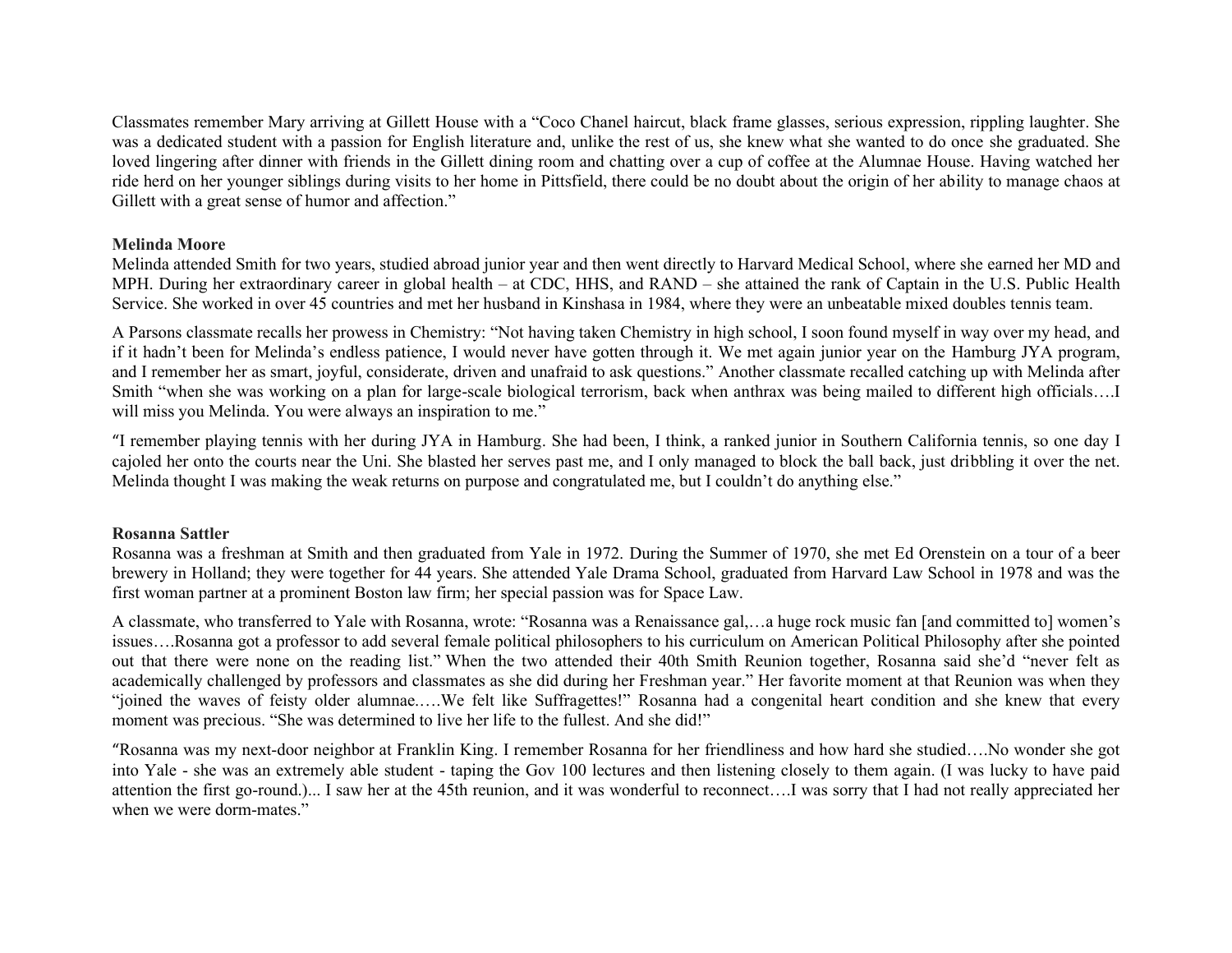Classmates remember Mary arriving at Gillett House with a "Coco Chanel haircut, black frame glasses, serious expression, rippling laughter. She was a dedicated student with a passion for English literature and, unlike the rest of us, she knew what she wanted to do once she graduated. She loved lingering after dinner with friends in the Gillett dining room and chatting over a cup of coffee at the Alumnae House. Having watched her ride herd on her younger siblings during visits to her home in Pittsfield, there could be no doubt about the origin of her ability to manage chaos at Gillett with a great sense of humor and affection."

**Melinda Moore**

Melinda attended Smith for two years, studied abroad junior year and then went directly to Harvard Medical School, where she earned her MD and MPH. During her extraordinary career in global health – at CDC, HHS, and RAND – she attained the rank of Captain in the U.S. Public Health Service. She worked in over 45 countries and met her husband in Kinshasa in 1984, where they were an unbeatable mixed doubles tennis team.

A Parsons classmate recalls her prowess in Chemistry: "Not having taken Chemistry in high school, I soon found myself in way over my head, and if it hadn't been for Melinda's endless patience, I would never have gotten through it. We met again junior year on the Hamburg JYA program, and I remember her as smart, joyful, considerate, driven and unafraid to ask questions." Another classmate recalled catching up with Melinda after Smith "when she was working on a plan for large-scale biological terrorism, back when anthrax was being mailed to different high officials….I will miss you Melinda. You were always an inspiration to me."

"I remember playing tennis with her during JYA in Hamburg. She had been, I think, a ranked junior in Southern California tennis, so one day I cajoled her onto the courts near the Uni. She blasted her serves past me, and I only managed to block the ball back, just dribbling it over the net. Melinda thought I was making the weak returns on purpose and congratulated me, but I couldn't do anything else."

**Rosanna Sattler**

Rosanna was a freshman at Smith and then graduated from Yale in 1972. During the Summer of 1970, she met Ed Orenstein on a tour of a beer brewery in Holland; they were together for 44 years. She attended Yale Drama School, graduated from Harvard Law School in 1978 and was the first woman partner at a prominent Boston law firm; her special passion was for Space Law.

A classmate, who transferred to Yale with Rosanna, wrote: "Rosanna was a Renaissance gal,…a huge rock music fan [and committed to] women's issues….Rosanna got a professor to add several female political philosophers to his curriculum on American Political Philosophy after she pointed out that there were none on the reading list." When the two attended their 40th Smith Reunion together, Rosanna said she'd "never felt as academically challenged by professors and classmates as she did during her Freshman year." Her favorite moment at that Reunion was when they "joined the waves of feisty older alumnae.….We felt like Suffragettes!" Rosanna had a congenital heart condition and she knew that every moment was precious. "She was determined to live her life to the fullest. And she did!"

"Rosanna was my next-door neighbor at Franklin King. I remember Rosanna for her friendliness and how hard she studied….No wonder she got into Yale - she was an extremely able student - taping the Gov 100 lectures and then listening closely to them again. (I was lucky to have paid attention the first go-round.)... I saw her at the 45th reunion, and it was wonderful to reconnect….I was sorry that I had not really appreciated her when we were dorm-mates."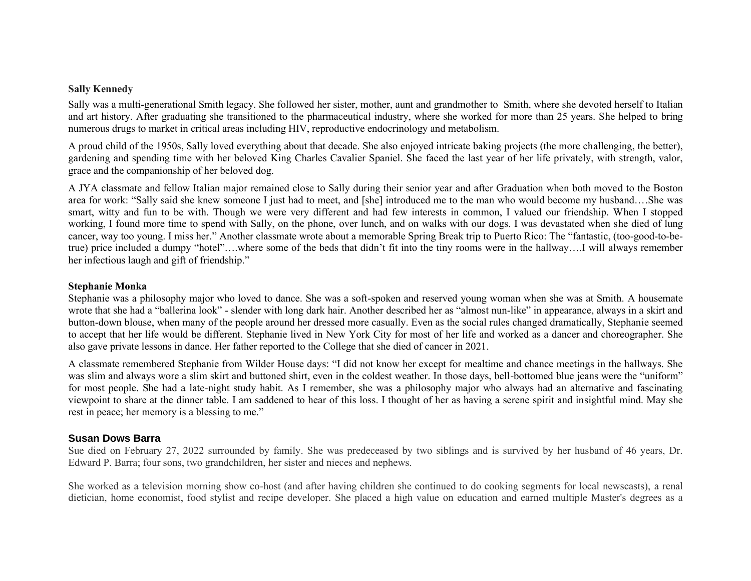**Sally Kennedy**

Sally was a multi-generational Smith legacy. She followed her sister, mother, aunt and grandmother to Smith, where she devoted herself to Italian and art history. After graduating she transitioned to the pharmaceutical industry, where she worked for more than 25 years. She helped to bring numerous drugs to market in critical areas including HIV, reproductive endocrinology and metabolism.

A proud child of the 1950s, Sally loved everything about that decade. She also enjoyed intricate baking projects (the more challenging, the better), gardening and spending time with her beloved King Charles Cavalier Spaniel. She faced the last year of her life privately, with strength, valor, grace and the companionship of her beloved dog.

A JYA classmate and fellow Italian major remained close to Sally during their senior year and after Graduation when both moved to the Boston area for work: "Sally said she knew someone I just had to meet, and [she] introduced me to the man who would become my husband….She was smart, witty and fun to be with. Though we were very different and had few interests in common, I valued our friendship. When I stopped working, I found more time to spend with Sally, on the phone, over lunch, and on walks with our dogs. I was devastated when she died of lung cancer, way too young. I miss her." Another classmate wrote about a memorable Spring Break trip to Puerto Rico: The "fantastic, (too-good-to-be-true) price included a dumpy "hotel"….where some of the beds that didn't fit into the tiny rooms were in the hallway….I will always remember her infectious laugh and gift of friendship."

**Stephanie Monka**

Stephanie was a philosophy major who loved to dance. She was a soft-spoken and reserved young woman when she was at Smith. A housemate wrote that she had a "ballerina look" - slender with long dark hair. Another described her as "almost nun-like" in appearance, always in a skirt and button-down blouse, when many of the people around her dressed more casually. Even as the social rules changed dramatically, Stephanie seemed to accept that her life would be different. Stephanie lived in New York City for most of her life and worked as a dancer and choreographer. She also gave private lessons in dance. Her father reported to the College that she died of cancer in 2021.

A classmate remembered Stephanie from Wilder House days: "I did not know her except for mealtime and chance meetings in the hallways. She was slim and always wore a slim skirt and buttoned shirt, even in the coldest weather. In those days, bell-bottomed blue jeans were the "uniform" for most people. She had a late-night study habit. As I remember, she was a philosophy major who always had an alternative and fascinating viewpoint to share at the dinner table. I am saddened to hear of this loss. I thought of her as having a serene spirit and insightful mind. May she rest in peace; her memory is a blessing to me."

**Susan Dows Barra**

Sue died on February 27, 2022 surrounded by family. She was predeceased by two siblings and is survived by her husband of 46 years, Dr. Edward P. Barra; four sons, two grandchildren, her sister and nieces and nephews.

She worked as a television morning show co-host (and after having children she continued to do cooking segments for local newscasts), a renal dietician, home economist, food stylist and recipe developer. She placed a high value on education and earned multiple Master's degrees as a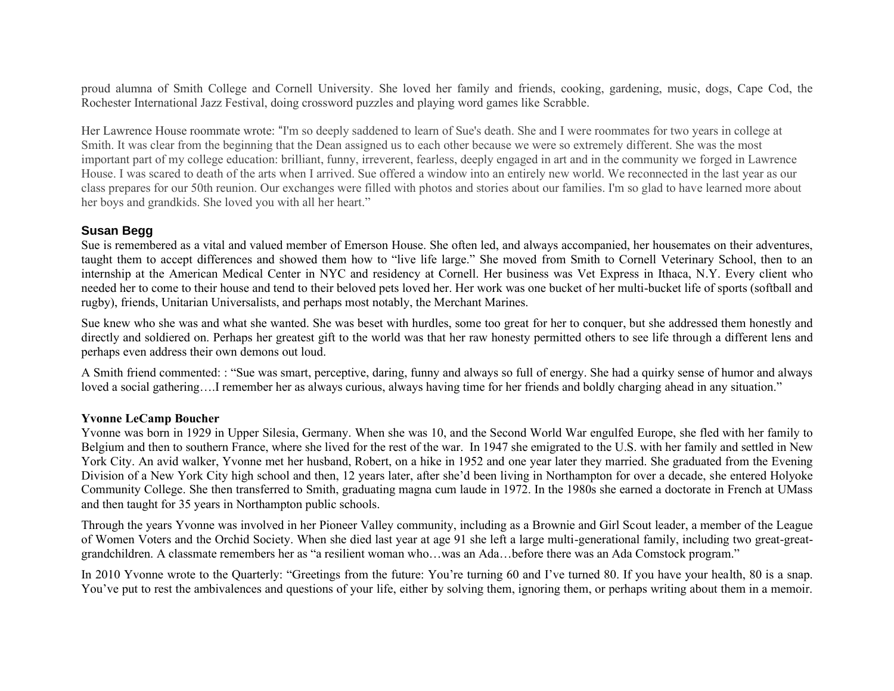proud alumna of Smith College and Cornell University. She loved her family and friends, cooking, gardening, music, dogs, Cape Cod, the Rochester International Jazz Festival, doing crossword puzzles and playing word games like Scrabble.

Her Lawrence House roommate wrote: "I'm so deeply saddened to learn of Sue's death. She and I were roommates for two years in college at Smith. It was clear from the beginning that the Dean assigned us to each other because we were so extremely different. She was the most important part of my college education: brilliant, funny, irreverent, fearless, deeply engaged in art and in the community we forged in Lawrence House. I was scared to death of the arts when I arrived. Sue offered a window into an entirely new world. We reconnected in the last year as our class prepares for our 50th reunion. Our exchanges were filled with photos and stories about our families. I'm so glad to have learned more about her boys and grandkids. She loved you with all her heart."

### Susan Begg

Sue is remembered as a vital and valued member of Emerson House. She often led, and always accompanied, her housemates on their adventures, taught them to accept differences and showed them how to "live life large." She moved from Smith to Cornell Veterinary School, then to an internship at the American Medical Center in NYC and residency at Cornell. Her business was Vet Express in Ithaca, N.Y. Every client who needed her to come to their house and tend to their beloved pets loved her. Her work was one bucket of her multi-bucket life of sports (softball and rugby), friends, Unitarian Universalists, and perhaps most notably, the Merchant Marines.

Sue knew who she was and what she wanted. She was beset with hurdles, some too great for her to conquer, but she addressed them honestly and directly and soldiered on. Perhaps her greatest gift to the world was that her raw honesty permitted others to see life through a different lens and perhaps even address their own demons out loud.

A Smith friend commented: : "Sue was smart, perceptive, daring, funny and always so full of energy. She had a quirky sense of humor and always loved a social gathering….I remember her as always curious, always having time for her friends and boldly charging ahead in any situation."

### Yvonne LeCamp Boucher

Yvonne was born in 1929 in Upper Silesia, Germany. When she was 10, and the Second World War engulfed Europe, she fled with her family to Belgium and then to southern France, where she lived for the rest of the war. In 1947 she emigrated to the U.S. with her family and settled in New York City. An avid walker, Yvonne met her husband, Robert, on a hike in 1952 and one year later they married. She graduated from the Evening Division of a New York City high school and then, 12 years later, after she'd been living in Northampton for over a decade, she entered Holyoke Community College. She then transferred to Smith, graduating magna cum laude in 1972. In the 1980s she earned a doctorate in French at UMass and then taught for 35 years in Northampton public schools.

Through the years Yvonne was involved in her Pioneer Valley community, including as a Brownie and Girl Scout leader, a member of the League of Women Voters and the Orchid Society. When she died last year at age 91 she left a large multi-generational family, including two great-great-grandchildren. A classmate remembers her as "a resilient woman who…was an Ada…before there was an Ada Comstock program."

In 2010 Yvonne wrote to the Quarterly: "Greetings from the future: You're turning 60 and I've turned 80. If you have your health, 80 is a snap. You've put to rest the ambivalences and questions of your life, either by solving them, ignoring them, or perhaps writing about them in a memoir.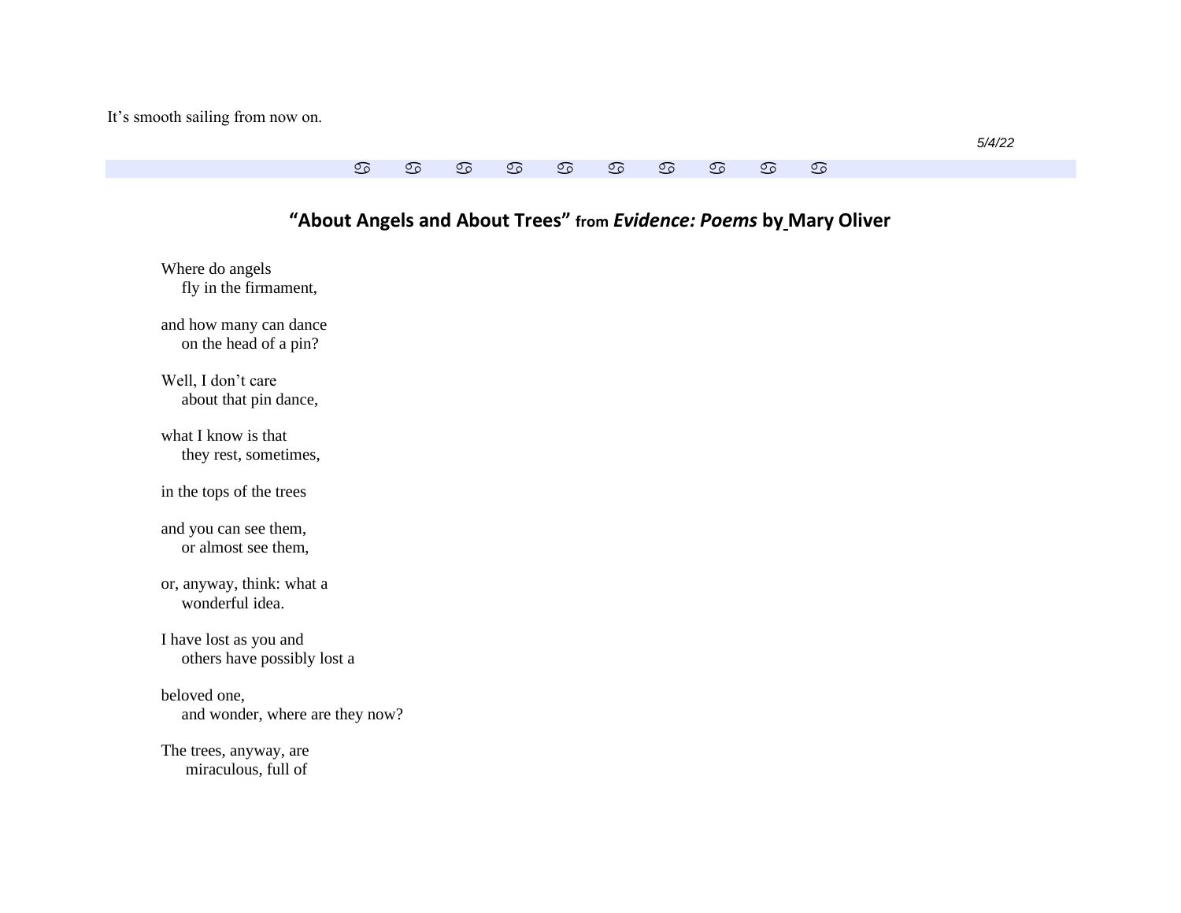It's smooth sailing from now on.

*5/4/22*

♋ ♋ ♋ ♋ ♋ ♋ ♋ ♋ ♋ ♋

## "About Angels and About Trees" from *Evidence: Poems* by Mary Oliver

Where do angels
    fly in the firmament,

and how many can dance
    on the head of a pin?

Well, I don't care
    about that pin dance,

what I know is that
    they rest, sometimes,

in the tops of the trees

and you can see them,
    or almost see them,

or, anyway, think: what a
    wonderful idea.

I have lost as you and
    others have possibly lost a

beloved one,
    and wonder, where are they now?

The trees, anyway, are
    miraculous, full of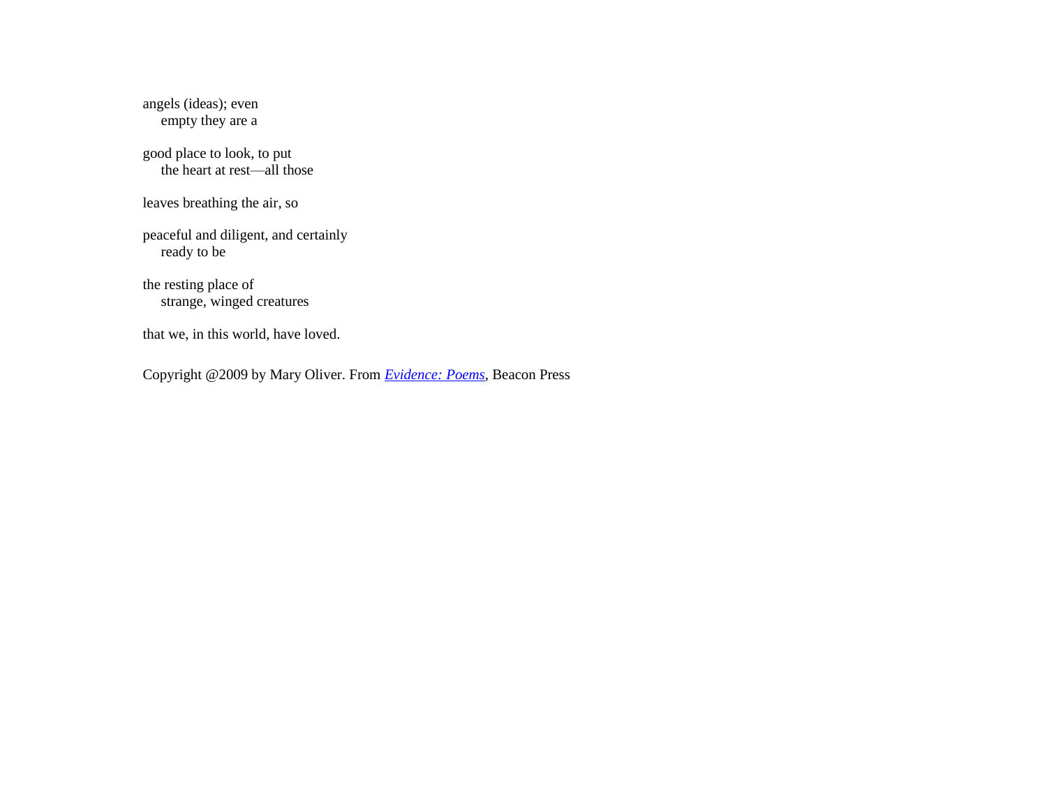angels (ideas); even
    empty they are a

good place to look, to put
    the heart at rest—all those

leaves breathing the air, so

peaceful and diligent, and certainly
    ready to be

the resting place of
    strange, winged creatures

that we, in this world, have loved.

Copyright @2009 by Mary Oliver. From *Evidence: Poems*, Beacon Press